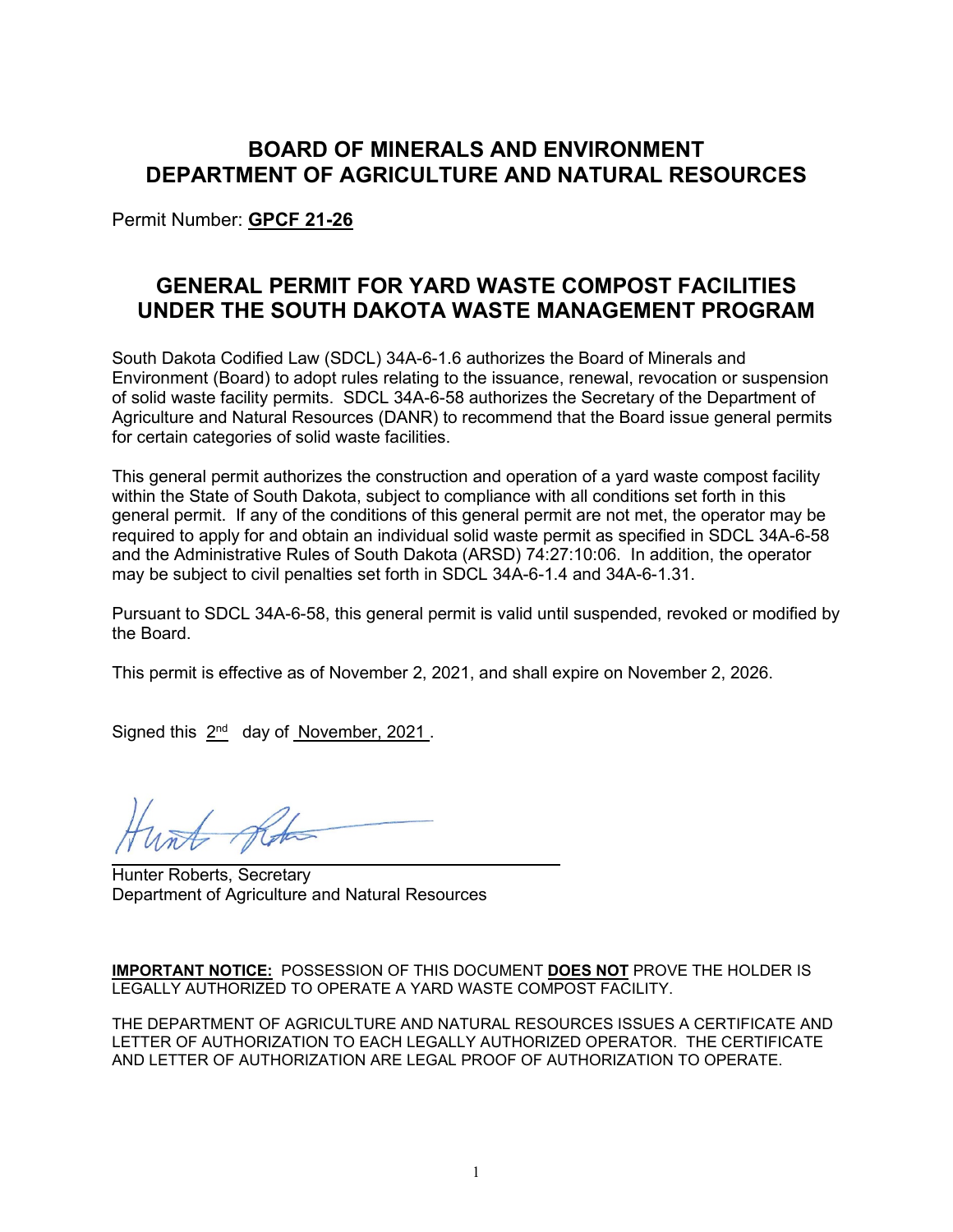# BOARD OF MINERALS AND ENVIRONMENT
# DEPARTMENT OF AGRICULTURE AND NATURAL RESOURCES

Permit Number: **GPCF 21-26**

## GENERAL PERMIT FOR YARD WASTE COMPOST FACILITIES UNDER THE SOUTH DAKOTA WASTE MANAGEMENT PROGRAM

South Dakota Codified Law (SDCL) 34A-6-1.6 authorizes the Board of Minerals and Environment (Board) to adopt rules relating to the issuance, renewal, revocation or suspension of solid waste facility permits. SDCL 34A-6-58 authorizes the Secretary of the Department of Agriculture and Natural Resources (DANR) to recommend that the Board issue general permits for certain categories of solid waste facilities.

This general permit authorizes the construction and operation of a yard waste compost facility within the State of South Dakota, subject to compliance with all conditions set forth in this general permit. If any of the conditions of this general permit are not met, the operator may be required to apply for and obtain an individual solid waste permit as specified in SDCL 34A-6-58 and the Administrative Rules of South Dakota (ARSD) 74:27:10:06. In addition, the operator may be subject to civil penalties set forth in SDCL 34A-6-1.4 and 34A-6-1.31.

Pursuant to SDCL 34A-6-58, this general permit is valid until suspended, revoked or modified by the Board.

This permit is effective as of November 2, 2021, and shall expire on November 2, 2026.

Signed this 2nd day of November, 2021.

Hunter Roberts, Secretary
Department of Agriculture and Natural Resources

**IMPORTANT NOTICE:** POSSESSION OF THIS DOCUMENT **DOES NOT** PROVE THE HOLDER IS LEGALLY AUTHORIZED TO OPERATE A YARD WASTE COMPOST FACILITY.

THE DEPARTMENT OF AGRICULTURE AND NATURAL RESOURCES ISSUES A CERTIFICATE AND LETTER OF AUTHORIZATION TO EACH LEGALLY AUTHORIZED OPERATOR. THE CERTIFICATE AND LETTER OF AUTHORIZATION ARE LEGAL PROOF OF AUTHORIZATION TO OPERATE.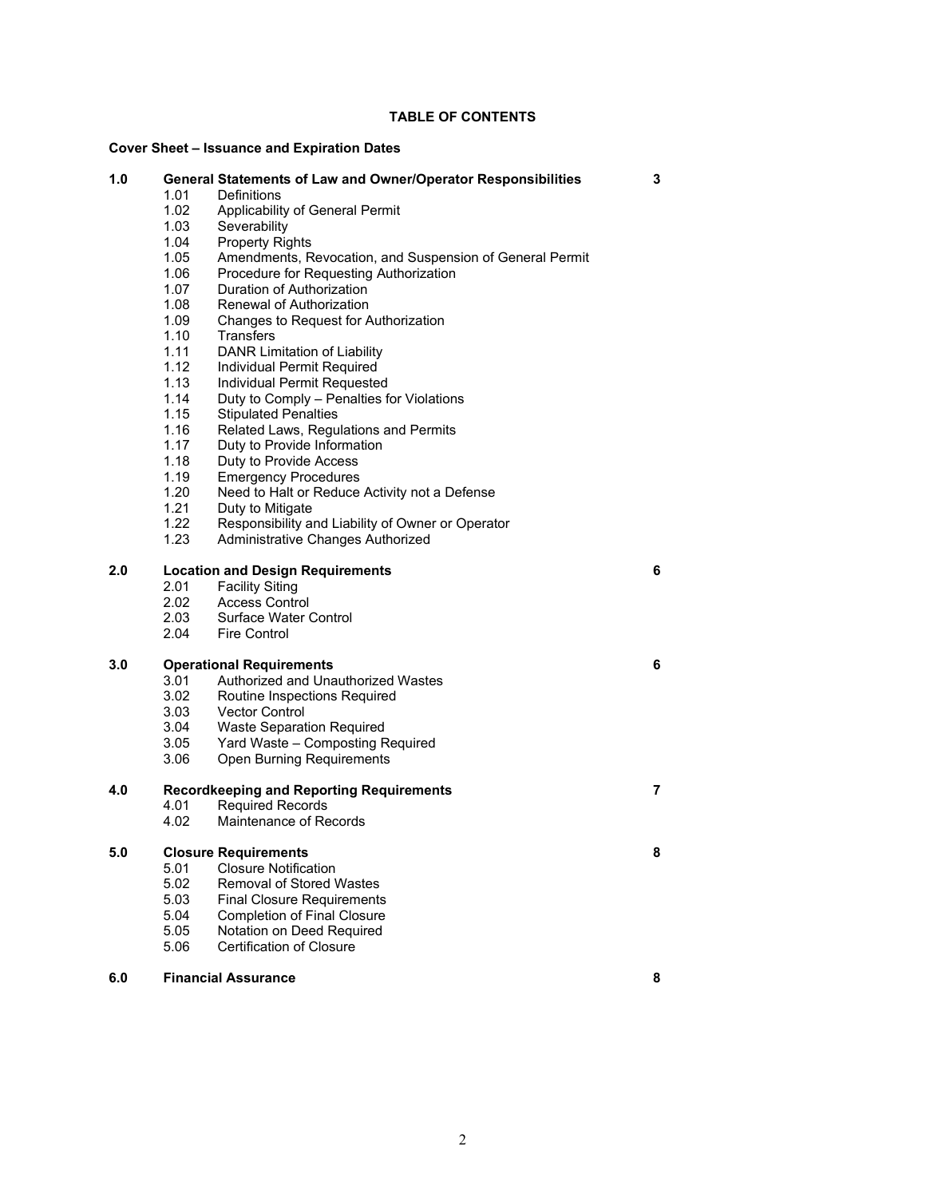# TABLE OF CONTENTS

**Cover Sheet – Issuance and Expiration Dates**

| | | Page |
|---|---|---|
| **1.0** | **General Statements of Law and Owner/Operator Responsibilities** | **3** |
| 1.01 | Definitions | |
| 1.02 | Applicability of General Permit | |
| 1.03 | Severability | |
| 1.04 | Property Rights | |
| 1.05 | Amendments, Revocation, and Suspension of General Permit | |
| 1.06 | Procedure for Requesting Authorization | |
| 1.07 | Duration of Authorization | |
| 1.08 | Renewal of Authorization | |
| 1.09 | Changes to Request for Authorization | |
| 1.10 | Transfers | |
| 1.11 | DANR Limitation of Liability | |
| 1.12 | Individual Permit Required | |
| 1.13 | Individual Permit Requested | |
| 1.14 | Duty to Comply – Penalties for Violations | |
| 1.15 | Stipulated Penalties | |
| 1.16 | Related Laws, Regulations and Permits | |
| 1.17 | Duty to Provide Information | |
| 1.18 | Duty to Provide Access | |
| 1.19 | Emergency Procedures | |
| 1.20 | Need to Halt or Reduce Activity not a Defense | |
| 1.21 | Duty to Mitigate | |
| 1.22 | Responsibility and Liability of Owner or Operator | |
| 1.23 | Administrative Changes Authorized | |
| **2.0** | **Location and Design Requirements** | **6** |
| 2.01 | Facility Siting | |
| 2.02 | Access Control | |
| 2.03 | Surface Water Control | |
| 2.04 | Fire Control | |
| **3.0** | **Operational Requirements** | **6** |
| 3.01 | Authorized and Unauthorized Wastes | |
| 3.02 | Routine Inspections Required | |
| 3.03 | Vector Control | |
| 3.04 | Waste Separation Required | |
| 3.05 | Yard Waste – Composting Required | |
| 3.06 | Open Burning Requirements | |
| **4.0** | **Recordkeeping and Reporting Requirements** | **7** |
| 4.01 | Required Records | |
| 4.02 | Maintenance of Records | |
| **5.0** | **Closure Requirements** | **8** |
| 5.01 | Closure Notification | |
| 5.02 | Removal of Stored Wastes | |
| 5.03 | Final Closure Requirements | |
| 5.04 | Completion of Final Closure | |
| 5.05 | Notation on Deed Required | |
| 5.06 | Certification of Closure | |
| **6.0** | **Financial Assurance** | **8** |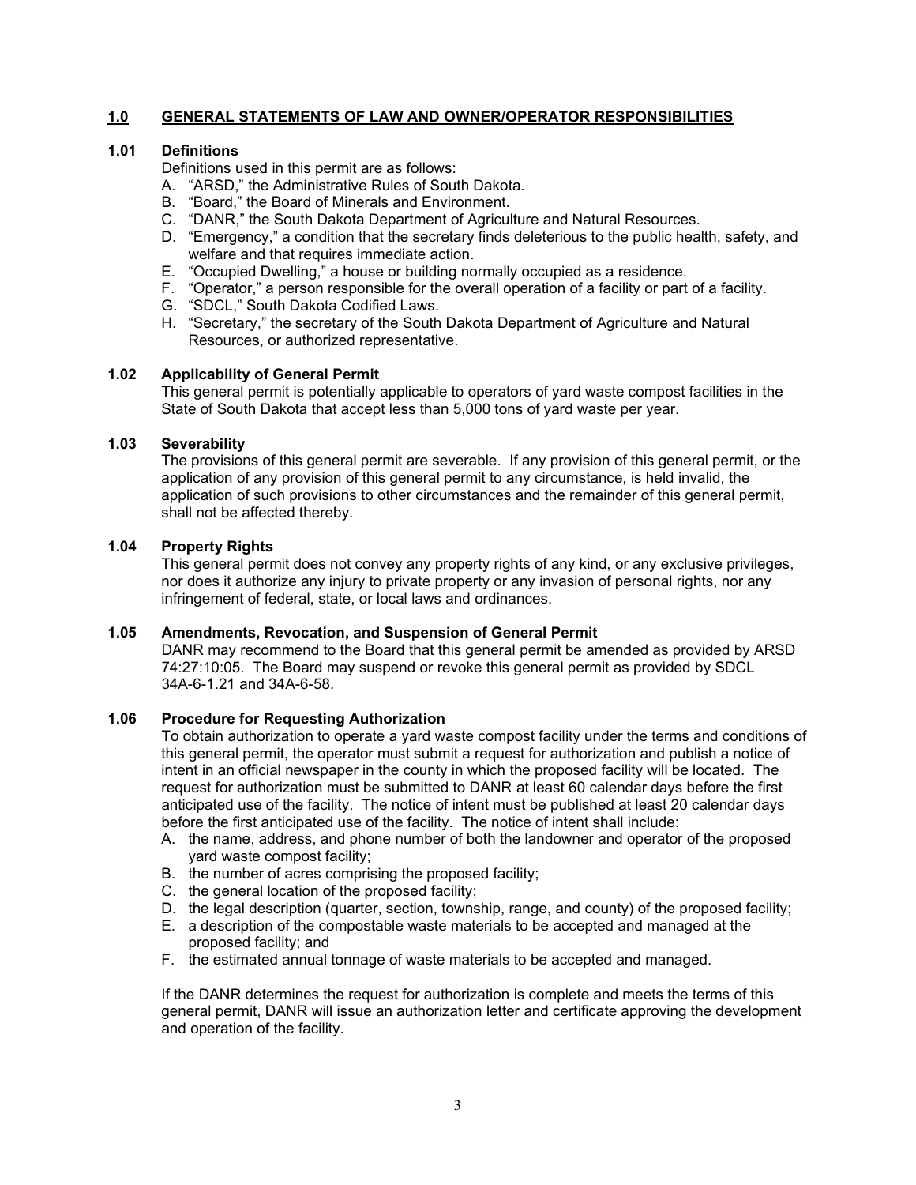## 1.0 GENERAL STATEMENTS OF LAW AND OWNER/OPERATOR RESPONSIBILITIES

### 1.01 Definitions

Definitions used in this permit are as follows:

A. "ARSD," the Administrative Rules of South Dakota.
B. "Board," the Board of Minerals and Environment.
C. "DANR," the South Dakota Department of Agriculture and Natural Resources.
D. "Emergency," a condition that the secretary finds deleterious to the public health, safety, and welfare and that requires immediate action.
E. "Occupied Dwelling," a house or building normally occupied as a residence.
F. "Operator," a person responsible for the overall operation of a facility or part of a facility.
G. "SDCL," South Dakota Codified Laws.
H. "Secretary," the secretary of the South Dakota Department of Agriculture and Natural Resources, or authorized representative.

### 1.02 Applicability of General Permit

This general permit is potentially applicable to operators of yard waste compost facilities in the State of South Dakota that accept less than 5,000 tons of yard waste per year.

### 1.03 Severability

The provisions of this general permit are severable. If any provision of this general permit, or the application of any provision of this general permit to any circumstance, is held invalid, the application of such provisions to other circumstances and the remainder of this general permit, shall not be affected thereby.

### 1.04 Property Rights

This general permit does not convey any property rights of any kind, or any exclusive privileges, nor does it authorize any injury to private property or any invasion of personal rights, nor any infringement of federal, state, or local laws and ordinances.

### 1.05 Amendments, Revocation, and Suspension of General Permit

DANR may recommend to the Board that this general permit be amended as provided by ARSD 74:27:10:05. The Board may suspend or revoke this general permit as provided by SDCL 34A-6-1.21 and 34A-6-58.

### 1.06 Procedure for Requesting Authorization

To obtain authorization to operate a yard waste compost facility under the terms and conditions of this general permit, the operator must submit a request for authorization and publish a notice of intent in an official newspaper in the county in which the proposed facility will be located. The request for authorization must be submitted to DANR at least 60 calendar days before the first anticipated use of the facility. The notice of intent must be published at least 20 calendar days before the first anticipated use of the facility. The notice of intent shall include:

A. the name, address, and phone number of both the landowner and operator of the proposed yard waste compost facility;
B. the number of acres comprising the proposed facility;
C. the general location of the proposed facility;
D. the legal description (quarter, section, township, range, and county) of the proposed facility;
E. a description of the compostable waste materials to be accepted and managed at the proposed facility; and
F. the estimated annual tonnage of waste materials to be accepted and managed.

If the DANR determines the request for authorization is complete and meets the terms of this general permit, DANR will issue an authorization letter and certificate approving the development and operation of the facility.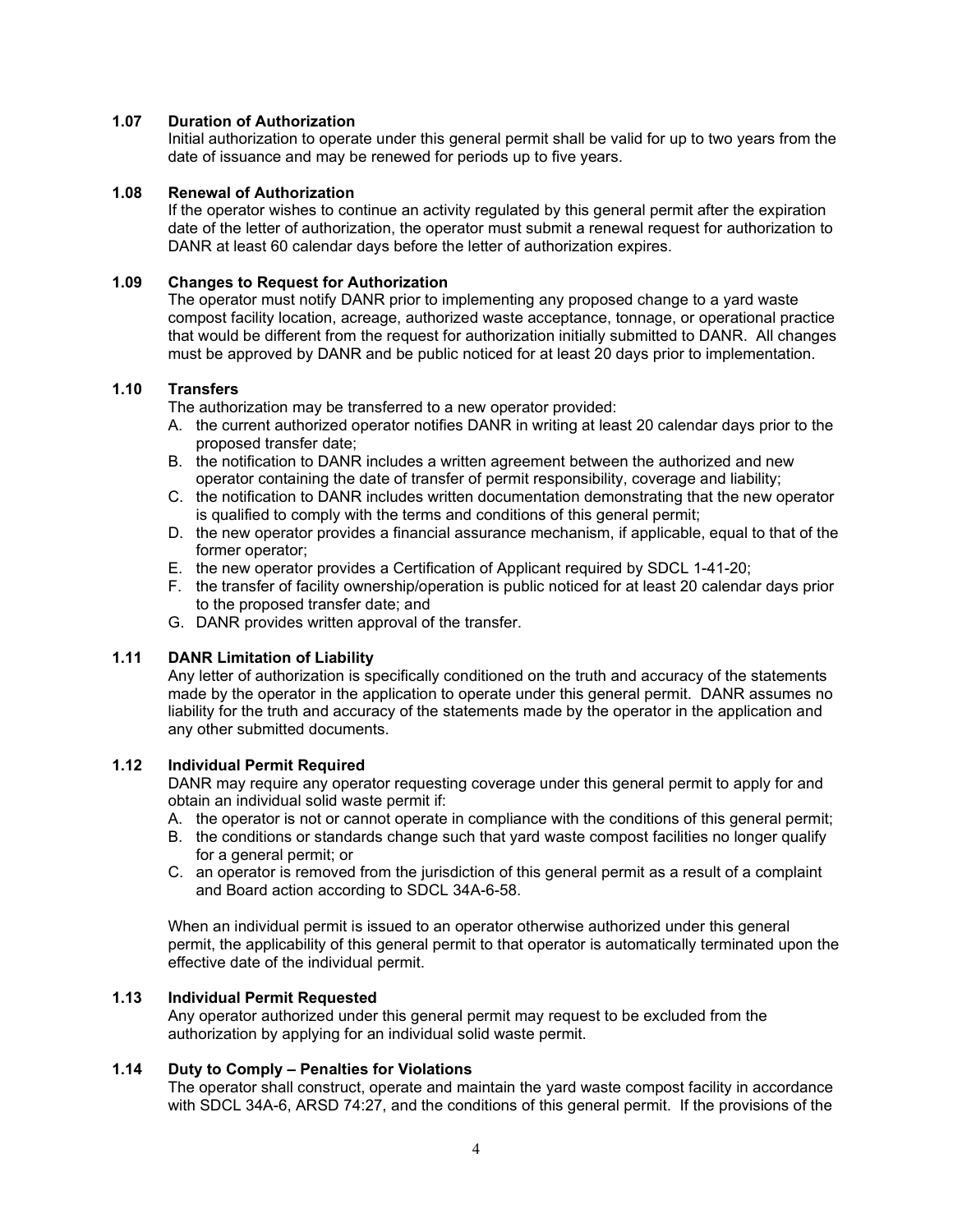### 1.07 Duration of Authorization

Initial authorization to operate under this general permit shall be valid for up to two years from the date of issuance and may be renewed for periods up to five years.

### 1.08 Renewal of Authorization

If the operator wishes to continue an activity regulated by this general permit after the expiration date of the letter of authorization, the operator must submit a renewal request for authorization to DANR at least 60 calendar days before the letter of authorization expires.

### 1.09 Changes to Request for Authorization

The operator must notify DANR prior to implementing any proposed change to a yard waste compost facility location, acreage, authorized waste acceptance, tonnage, or operational practice that would be different from the request for authorization initially submitted to DANR. All changes must be approved by DANR and be public noticed for at least 20 days prior to implementation.

### 1.10 Transfers

The authorization may be transferred to a new operator provided:

A. the current authorized operator notifies DANR in writing at least 20 calendar days prior to the proposed transfer date;
B. the notification to DANR includes a written agreement between the authorized and new operator containing the date of transfer of permit responsibility, coverage and liability;
C. the notification to DANR includes written documentation demonstrating that the new operator is qualified to comply with the terms and conditions of this general permit;
D. the new operator provides a financial assurance mechanism, if applicable, equal to that of the former operator;
E. the new operator provides a Certification of Applicant required by SDCL 1-41-20;
F. the transfer of facility ownership/operation is public noticed for at least 20 calendar days prior to the proposed transfer date; and
G. DANR provides written approval of the transfer.

### 1.11 DANR Limitation of Liability

Any letter of authorization is specifically conditioned on the truth and accuracy of the statements made by the operator in the application to operate under this general permit. DANR assumes no liability for the truth and accuracy of the statements made by the operator in the application and any other submitted documents.

### 1.12 Individual Permit Required

DANR may require any operator requesting coverage under this general permit to apply for and obtain an individual solid waste permit if:

A. the operator is not or cannot operate in compliance with the conditions of this general permit;
B. the conditions or standards change such that yard waste compost facilities no longer qualify for a general permit; or
C. an operator is removed from the jurisdiction of this general permit as a result of a complaint and Board action according to SDCL 34A-6-58.

When an individual permit is issued to an operator otherwise authorized under this general permit, the applicability of this general permit to that operator is automatically terminated upon the effective date of the individual permit.

### 1.13 Individual Permit Requested

Any operator authorized under this general permit may request to be excluded from the authorization by applying for an individual solid waste permit.

### 1.14 Duty to Comply – Penalties for Violations

The operator shall construct, operate and maintain the yard waste compost facility in accordance with SDCL 34A-6, ARSD 74:27, and the conditions of this general permit. If the provisions of the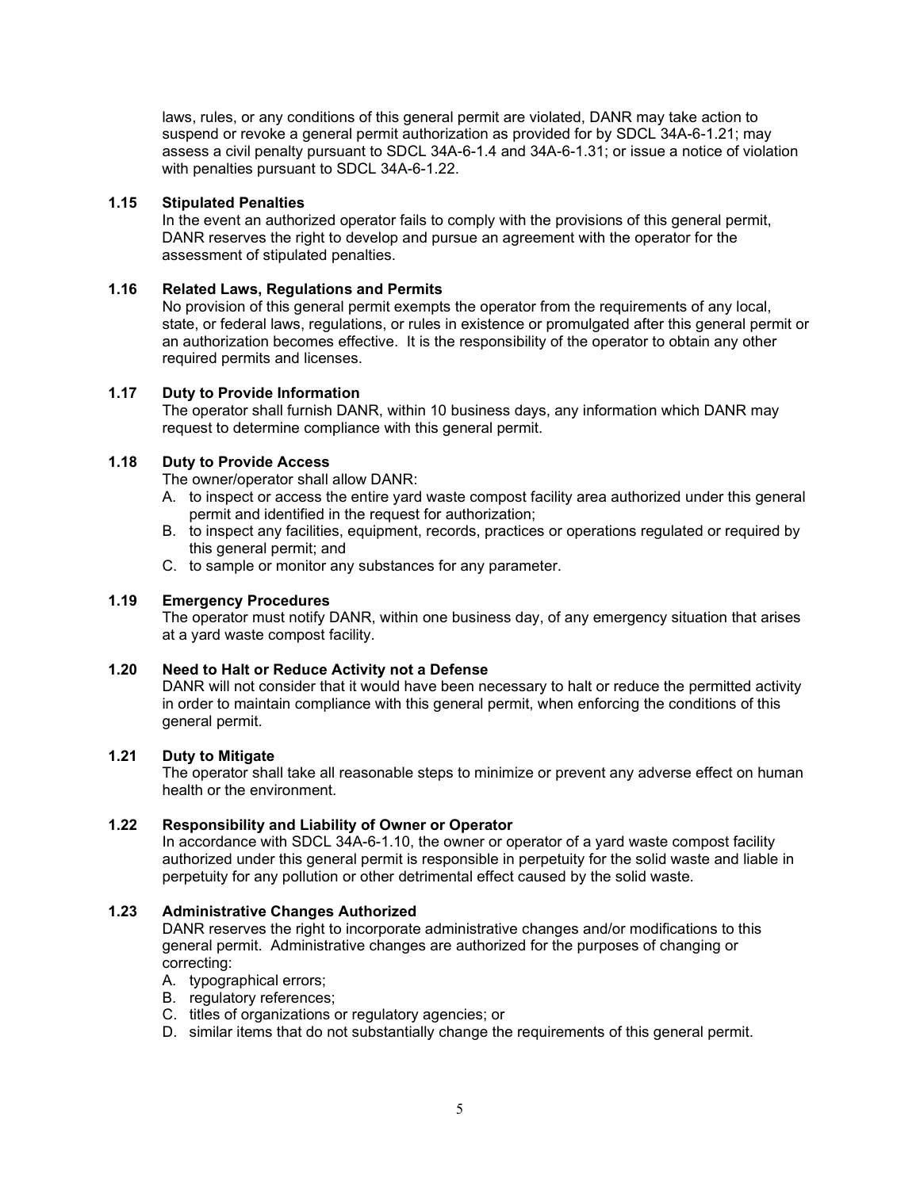laws, rules, or any conditions of this general permit are violated, DANR may take action to suspend or revoke a general permit authorization as provided for by SDCL 34A-6-1.21; may assess a civil penalty pursuant to SDCL 34A-6-1.4 and 34A-6-1.31; or issue a notice of violation with penalties pursuant to SDCL 34A-6-1.22.

### 1.15 Stipulated Penalties

In the event an authorized operator fails to comply with the provisions of this general permit, DANR reserves the right to develop and pursue an agreement with the operator for the assessment of stipulated penalties.

### 1.16 Related Laws, Regulations and Permits

No provision of this general permit exempts the operator from the requirements of any local, state, or federal laws, regulations, or rules in existence or promulgated after this general permit or an authorization becomes effective. It is the responsibility of the operator to obtain any other required permits and licenses.

### 1.17 Duty to Provide Information

The operator shall furnish DANR, within 10 business days, any information which DANR may request to determine compliance with this general permit.

### 1.18 Duty to Provide Access

The owner/operator shall allow DANR:

A. to inspect or access the entire yard waste compost facility area authorized under this general permit and identified in the request for authorization;
B. to inspect any facilities, equipment, records, practices or operations regulated or required by this general permit; and
C. to sample or monitor any substances for any parameter.

### 1.19 Emergency Procedures

The operator must notify DANR, within one business day, of any emergency situation that arises at a yard waste compost facility.

### 1.20 Need to Halt or Reduce Activity not a Defense

DANR will not consider that it would have been necessary to halt or reduce the permitted activity in order to maintain compliance with this general permit, when enforcing the conditions of this general permit.

### 1.21 Duty to Mitigate

The operator shall take all reasonable steps to minimize or prevent any adverse effect on human health or the environment.

### 1.22 Responsibility and Liability of Owner or Operator

In accordance with SDCL 34A-6-1.10, the owner or operator of a yard waste compost facility authorized under this general permit is responsible in perpetuity for the solid waste and liable in perpetuity for any pollution or other detrimental effect caused by the solid waste.

### 1.23 Administrative Changes Authorized

DANR reserves the right to incorporate administrative changes and/or modifications to this general permit. Administrative changes are authorized for the purposes of changing or correcting:

A. typographical errors;
B. regulatory references;
C. titles of organizations or regulatory agencies; or
D. similar items that do not substantially change the requirements of this general permit.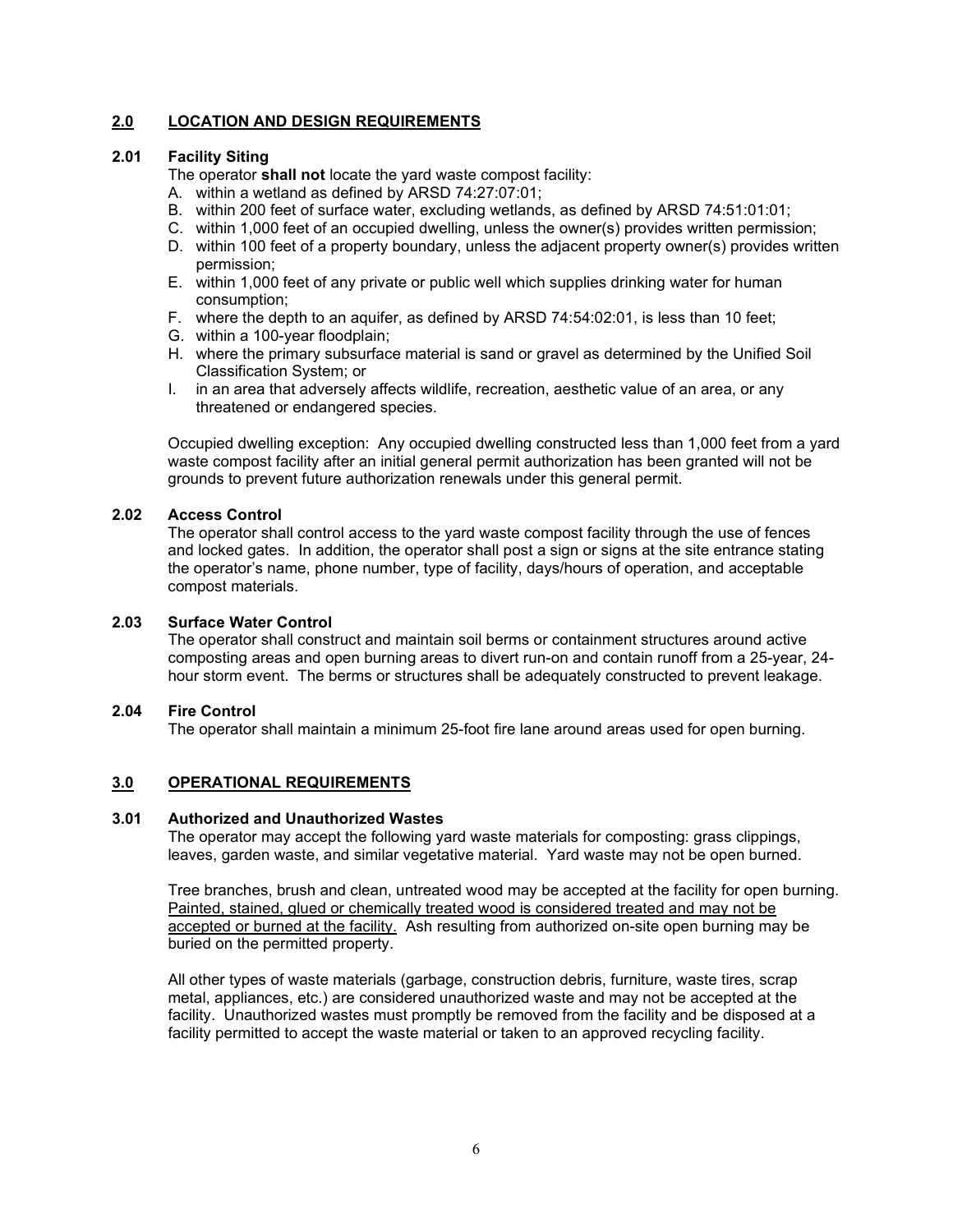## 2.0 LOCATION AND DESIGN REQUIREMENTS

### 2.01 Facility Siting

The operator **shall not** locate the yard waste compost facility:

A. within a wetland as defined by ARSD 74:27:07:01;
B. within 200 feet of surface water, excluding wetlands, as defined by ARSD 74:51:01:01;
C. within 1,000 feet of an occupied dwelling, unless the owner(s) provides written permission;
D. within 100 feet of a property boundary, unless the adjacent property owner(s) provides written permission;
E. within 1,000 feet of any private or public well which supplies drinking water for human consumption;
F. where the depth to an aquifer, as defined by ARSD 74:54:02:01, is less than 10 feet;
G. within a 100-year floodplain;
H. where the primary subsurface material is sand or gravel as determined by the Unified Soil Classification System; or
I. in an area that adversely affects wildlife, recreation, aesthetic value of an area, or any threatened or endangered species.

Occupied dwelling exception: Any occupied dwelling constructed less than 1,000 feet from a yard waste compost facility after an initial general permit authorization has been granted will not be grounds to prevent future authorization renewals under this general permit.

### 2.02 Access Control

The operator shall control access to the yard waste compost facility through the use of fences and locked gates. In addition, the operator shall post a sign or signs at the site entrance stating the operator's name, phone number, type of facility, days/hours of operation, and acceptable compost materials.

### 2.03 Surface Water Control

The operator shall construct and maintain soil berms or containment structures around active composting areas and open burning areas to divert run-on and contain runoff from a 25-year, 24-hour storm event. The berms or structures shall be adequately constructed to prevent leakage.

### 2.04 Fire Control

The operator shall maintain a minimum 25-foot fire lane around areas used for open burning.

## 3.0 OPERATIONAL REQUIREMENTS

### 3.01 Authorized and Unauthorized Wastes

The operator may accept the following yard waste materials for composting: grass clippings, leaves, garden waste, and similar vegetative material. Yard waste may not be open burned.

Tree branches, brush and clean, untreated wood may be accepted at the facility for open burning. Painted, stained, glued or chemically treated wood is considered treated and may not be accepted or burned at the facility. Ash resulting from authorized on-site open burning may be buried on the permitted property.

All other types of waste materials (garbage, construction debris, furniture, waste tires, scrap metal, appliances, etc.) are considered unauthorized waste and may not be accepted at the facility. Unauthorized wastes must promptly be removed from the facility and be disposed at a facility permitted to accept the waste material or taken to an approved recycling facility.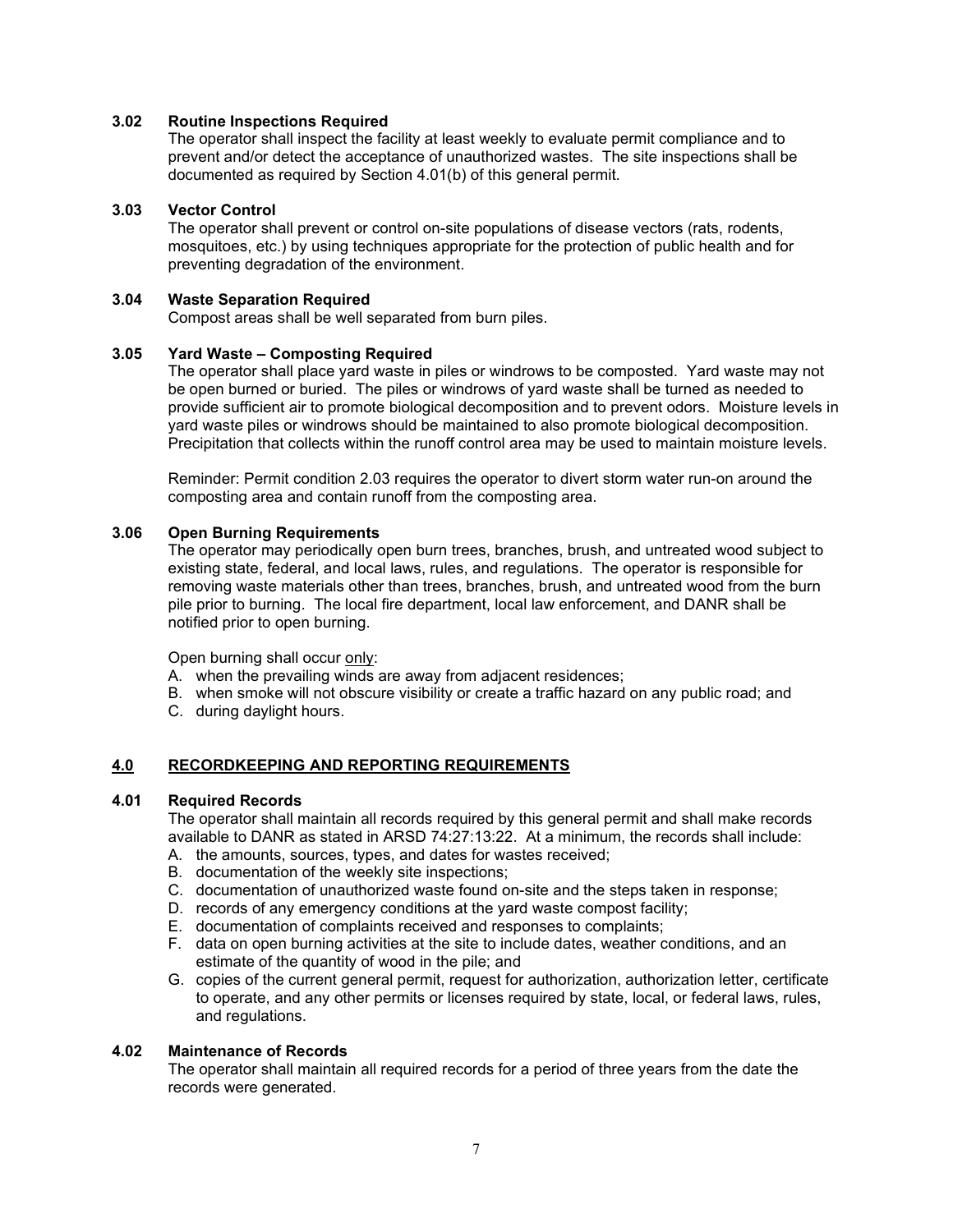### 3.02 Routine Inspections Required

The operator shall inspect the facility at least weekly to evaluate permit compliance and to prevent and/or detect the acceptance of unauthorized wastes. The site inspections shall be documented as required by Section 4.01(b) of this general permit.

### 3.03 Vector Control

The operator shall prevent or control on-site populations of disease vectors (rats, rodents, mosquitoes, etc.) by using techniques appropriate for the protection of public health and for preventing degradation of the environment.

### 3.04 Waste Separation Required

Compost areas shall be well separated from burn piles.

### 3.05 Yard Waste – Composting Required

The operator shall place yard waste in piles or windrows to be composted. Yard waste may not be open burned or buried. The piles or windrows of yard waste shall be turned as needed to provide sufficient air to promote biological decomposition and to prevent odors. Moisture levels in yard waste piles or windrows should be maintained to also promote biological decomposition. Precipitation that collects within the runoff control area may be used to maintain moisture levels.

Reminder: Permit condition 2.03 requires the operator to divert storm water run-on around the composting area and contain runoff from the composting area.

### 3.06 Open Burning Requirements

The operator may periodically open burn trees, branches, brush, and untreated wood subject to existing state, federal, and local laws, rules, and regulations. The operator is responsible for removing waste materials other than trees, branches, brush, and untreated wood from the burn pile prior to burning. The local fire department, local law enforcement, and DANR shall be notified prior to open burning.

Open burning shall occur <u>only</u>:

A. when the prevailing winds are away from adjacent residences;
B. when smoke will not obscure visibility or create a traffic hazard on any public road; and
C. during daylight hours.

## <u>4.0 RECORDKEEPING AND REPORTING REQUIREMENTS</u>

### 4.01 Required Records

The operator shall maintain all records required by this general permit and shall make records available to DANR as stated in ARSD 74:27:13:22. At a minimum, the records shall include:

A. the amounts, sources, types, and dates for wastes received;
B. documentation of the weekly site inspections;
C. documentation of unauthorized waste found on-site and the steps taken in response;
D. records of any emergency conditions at the yard waste compost facility;
E. documentation of complaints received and responses to complaints;
F. data on open burning activities at the site to include dates, weather conditions, and an estimate of the quantity of wood in the pile; and
G. copies of the current general permit, request for authorization, authorization letter, certificate to operate, and any other permits or licenses required by state, local, or federal laws, rules, and regulations.

### 4.02 Maintenance of Records

The operator shall maintain all required records for a period of three years from the date the records were generated.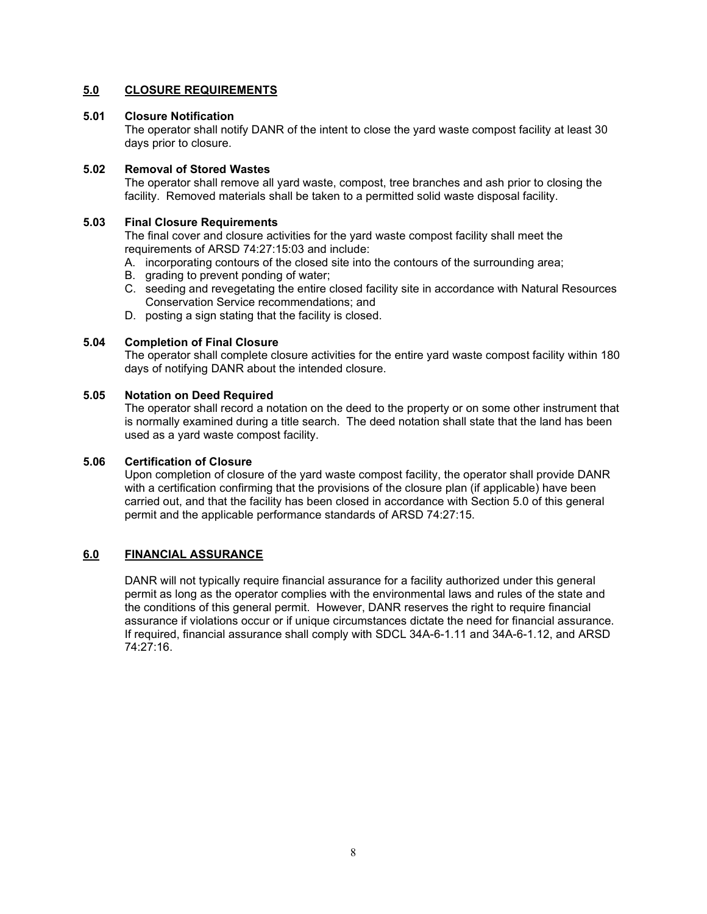## 5.0 CLOSURE REQUIREMENTS

### 5.01 Closure Notification

The operator shall notify DANR of the intent to close the yard waste compost facility at least 30 days prior to closure.

### 5.02 Removal of Stored Wastes

The operator shall remove all yard waste, compost, tree branches and ash prior to closing the facility. Removed materials shall be taken to a permitted solid waste disposal facility.

### 5.03 Final Closure Requirements

The final cover and closure activities for the yard waste compost facility shall meet the requirements of ARSD 74:27:15:03 and include:

A. incorporating contours of the closed site into the contours of the surrounding area;
B. grading to prevent ponding of water;
C. seeding and revegetating the entire closed facility site in accordance with Natural Resources Conservation Service recommendations; and
D. posting a sign stating that the facility is closed.

### 5.04 Completion of Final Closure

The operator shall complete closure activities for the entire yard waste compost facility within 180 days of notifying DANR about the intended closure.

### 5.05 Notation on Deed Required

The operator shall record a notation on the deed to the property or on some other instrument that is normally examined during a title search. The deed notation shall state that the land has been used as a yard waste compost facility.

### 5.06 Certification of Closure

Upon completion of closure of the yard waste compost facility, the operator shall provide DANR with a certification confirming that the provisions of the closure plan (if applicable) have been carried out, and that the facility has been closed in accordance with Section 5.0 of this general permit and the applicable performance standards of ARSD 74:27:15.

## 6.0 FINANCIAL ASSURANCE

DANR will not typically require financial assurance for a facility authorized under this general permit as long as the operator complies with the environmental laws and rules of the state and the conditions of this general permit. However, DANR reserves the right to require financial assurance if violations occur or if unique circumstances dictate the need for financial assurance. If required, financial assurance shall comply with SDCL 34A-6-1.11 and 34A-6-1.12, and ARSD 74:27:16.